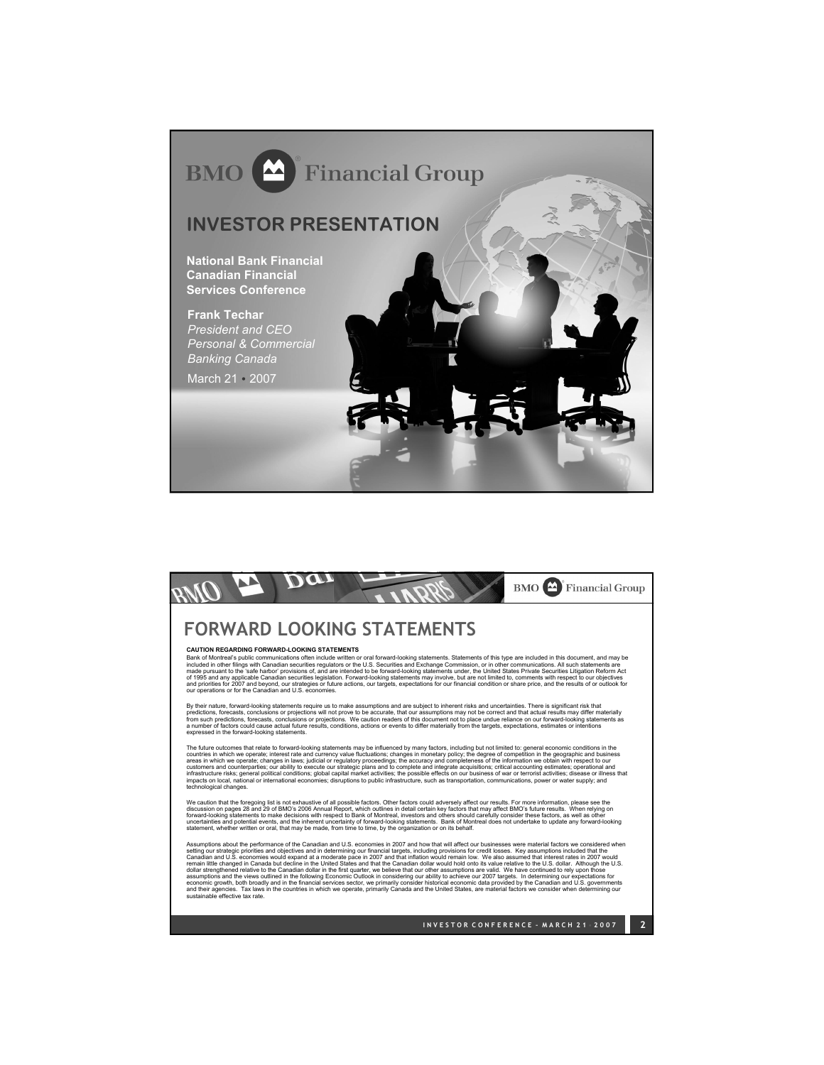# BMO Financial Group

## INVESTOR PRESENTATION

**National Bank Financial Canadian Financial Services Conference**

**Frank Techar**
*President and CEO*
*Personal & Commercial Banking Canada*

March 21 • 2007

---

BMO Financial Group

## FORWARD LOOKING STATEMENTS

**CAUTION REGARDING FORWARD-LOOKING STATEMENTS**

Bank of Montreal's public communications often include written or oral forward-looking statements. Statements of this type are included in this document, and may be included in other filings with Canadian securities regulators or the U.S. Securities and Exchange Commission, or in other communications. All such statements are made pursuant to the 'safe harbor' provisions of, and are intended to be forward-looking statements under, the United States Private Securities Litigation Reform Act of 1995 and any applicable Canadian securities legislation. Forward-looking statements may involve, but are not limited to, comments with respect to our objectives and priorities for 2007 and beyond, our strategies or future actions, our targets, expectations for our financial condition or share price, and the results of or outlook for our operations or for the Canadian and U.S. economies.

By their nature, forward-looking statements require us to make assumptions and are subject to inherent risks and uncertainties. There is significant risk that predictions, forecasts, conclusions or projections will not prove to be accurate, that our assumptions may not be correct and that actual results may differ materially from such predictions, forecasts, conclusions or projections. We caution readers of this document not to place undue reliance on our forward-looking statements as a number of factors could cause actual future results, conditions, actions or events to differ materially from the targets, expectations, estimates or intentions expressed in the forward-looking statements.

The future outcomes that relate to forward-looking statements may be influenced by many factors, including but not limited to: general economic conditions in the countries in which we operate; interest rate and currency value fluctuations; changes in monetary policy; the degree of competition in the geographic and business areas in which we operate; changes in laws; judicial or regulatory proceedings; the accuracy and completeness of the information we obtain with respect to our customers and counterparties; our ability to execute our strategic plans and to complete and integrate acquisitions; critical accounting estimates; operational and infrastructure risks; general political conditions; global capital market activities; the possible effects on our business of war or terrorist activities; disease or illness that impacts on local, national or international economies; disruptions to public infrastructure, such as transportation, communications, power or water supply; and technological changes.

We caution that the foregoing list is not exhaustive of all possible factors. Other factors could adversely affect our results. For more information, please see the discussion on pages 28 and 29 of BMO's 2006 Annual Report, which outlines in detail certain key factors that may affect BMO's future results. When relying on forward-looking statements to make decisions with respect to Bank of Montreal, investors and others should carefully consider these factors, as well as other uncertainties and potential events, and the inherent uncertainty of forward-looking statements. Bank of Montreal does not undertake to update any forward-looking statement, whether written or oral, that may be made, from time to time, by the organization or on its behalf.

Assumptions about the performance of the Canadian and U.S. economies in 2007 and how that will affect our businesses were material factors we considered when setting our strategic priorities and objectives and in determining our financial targets, including provisions for credit losses. Key assumptions included that the Canadian and U.S. economies would expand at a moderate pace in 2007 and that inflation would remain low. We also assumed that interest rates in 2007 would remain little changed in Canada but decline in the United States and that the Canadian dollar would hold onto its value relative to the U.S. dollar. Although the U.S. dollar strengthened relative to the Canadian dollar in the first quarter, we believe that our other assumptions are valid. We have continued to rely upon those assumptions and the views outlined in the following Economic Outlook in considering our ability to achieve our 2007 targets. In determining our expectations for economic growth, both broadly and in the financial services sector, we primarily consider historical economic data provided by the Canadian and U.S. governments and their agencies. Tax laws in the countries in which we operate, primarily Canada and the United States, are material factors we consider when determining our sustainable effective tax rate.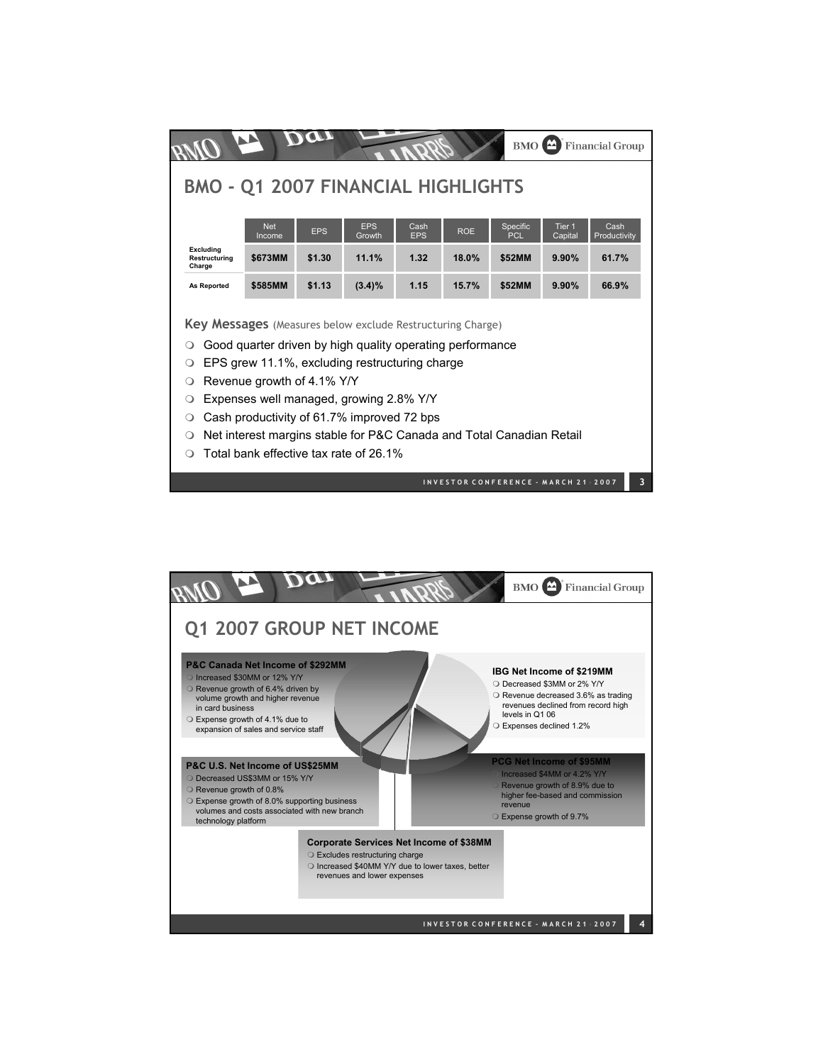# BMO - Q1 2007 FINANCIAL HIGHLIGHTS

| | Net Income | EPS | EPS Growth | Cash EPS | ROE | Specific PCL | Tier 1 Capital | Cash Productivity |
|---|---|---|---|---|---|---|---|---|
| **Excluding Restructuring Charge** | **$673MM** | **$1.30** | **11.1%** | **1.32** | **18.0%** | **$52MM** | **9.90%** | **61.7%** |
| **As Reported** | **$585MM** | **$1.13** | **(3.4)%** | **1.15** | **15.7%** | **$52MM** | **9.90%** | **66.9%** |

**Key Messages** (Measures below exclude Restructuring Charge)

- Good quarter driven by high quality operating performance
- EPS grew 11.1%, excluding restructuring charge
- Revenue growth of 4.1% Y/Y
- Expenses well managed, growing 2.8% Y/Y
- Cash productivity of 61.7% improved 72 bps
- Net interest margins stable for P&C Canada and Total Canadian Retail
- Total bank effective tax rate of 26.1%

# Q1 2007 GROUP NET INCOME

**P&C Canada Net Income of $292MM**
- Increased $30MM or 12% Y/Y
- Revenue growth of 6.4% driven by volume growth and higher revenue in card business
- Expense growth of 4.1% due to expansion of sales and service staff

**IBG Net Income of $219MM**
- Decreased $3MM or 2% Y/Y
- Revenue decreased 3.6% as trading revenues declined from record high levels in Q1 06
- Expenses declined 1.2%

**P&C U.S. Net Income of US$25MM**
- Decreased US$3MM or 15% Y/Y
- Revenue growth of 0.8%
- Expense growth of 8.0% supporting business volumes and costs associated with new branch technology platform

**PCG Net Income of $95MM**
- Increased $4MM or 4.2% Y/Y
- Revenue growth of 8.9% due to higher fee-based and commission revenue
- Expense growth of 9.7%

**Corporate Services Net Income of $38MM**
- Excludes restructuring charge
- Increased $40MM Y/Y due to lower taxes, better revenues and lower expenses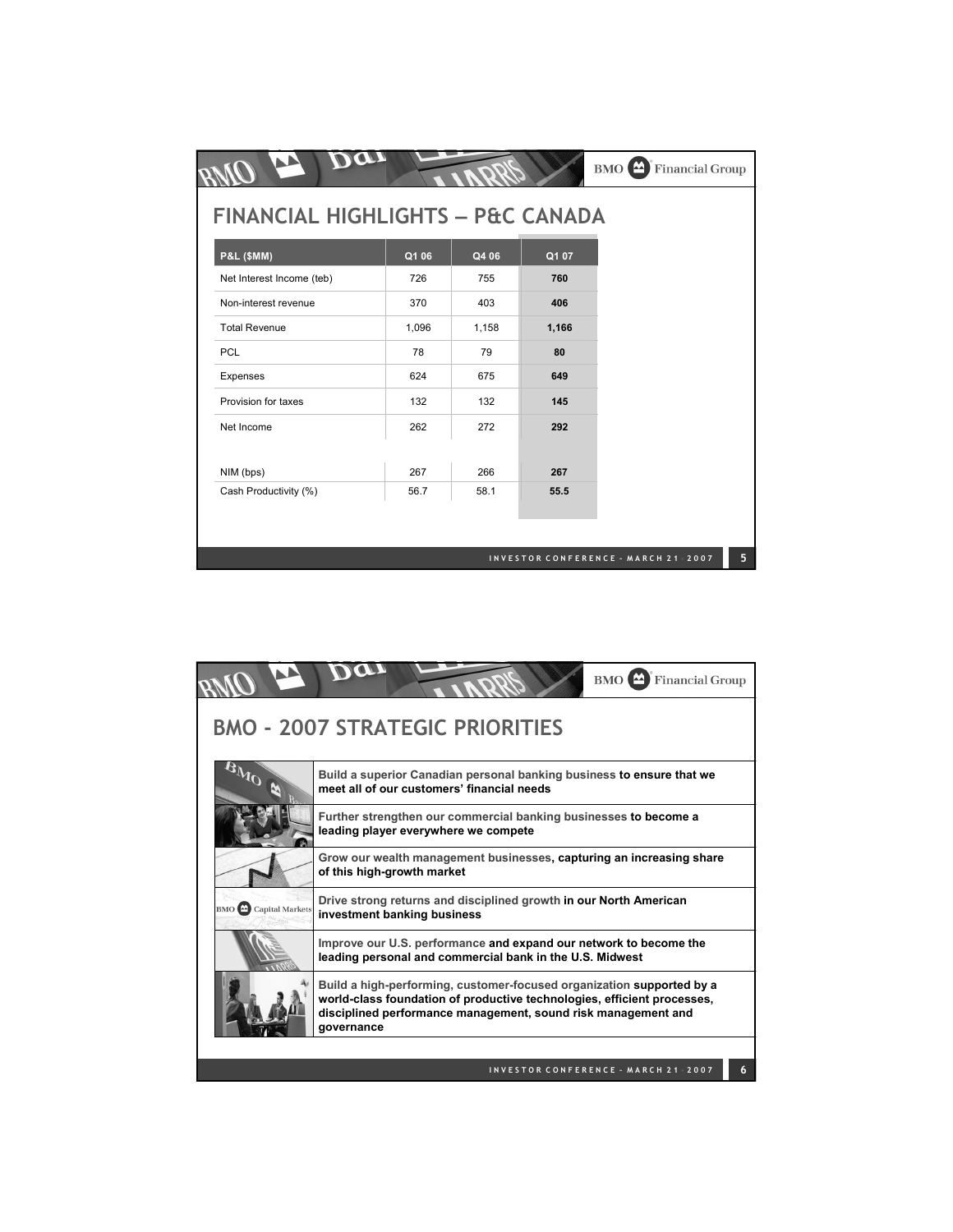## FINANCIAL HIGHLIGHTS – P&C CANADA

| P&L ($MM) | Q1 06 | Q4 06 | Q1 07 |
|---|---|---|---|
| Net Interest Income (teb) | 726 | 755 | **760** |
| Non-interest revenue | 370 | 403 | **406** |
| Total Revenue | 1,096 | 1,158 | **1,166** |
| PCL | 78 | 79 | **80** |
| Expenses | 624 | 675 | **649** |
| Provision for taxes | 132 | 132 | **145** |
| Net Income | 262 | 272 | **292** |
| | | | |
| NIM (bps) | 267 | 266 | **267** |
| Cash Productivity (%) | 56.7 | 58.1 | **55.5** |

## BMO - 2007 STRATEGIC PRIORITIES

- **Build a superior Canadian personal banking business to ensure that we meet all of our customers' financial needs**
- **Further strengthen our commercial banking businesses to become a leading player everywhere we compete**
- **Grow our wealth management businesses, capturing an increasing share of this high-growth market**
- **Drive strong returns and disciplined growth in our North American investment banking business**
- **Improve our U.S. performance and expand our network to become the leading personal and commercial bank in the U.S. Midwest**
- **Build a high-performing, customer-focused organization supported by a world-class foundation of productive technologies, efficient processes, disciplined performance management, sound risk management and governance**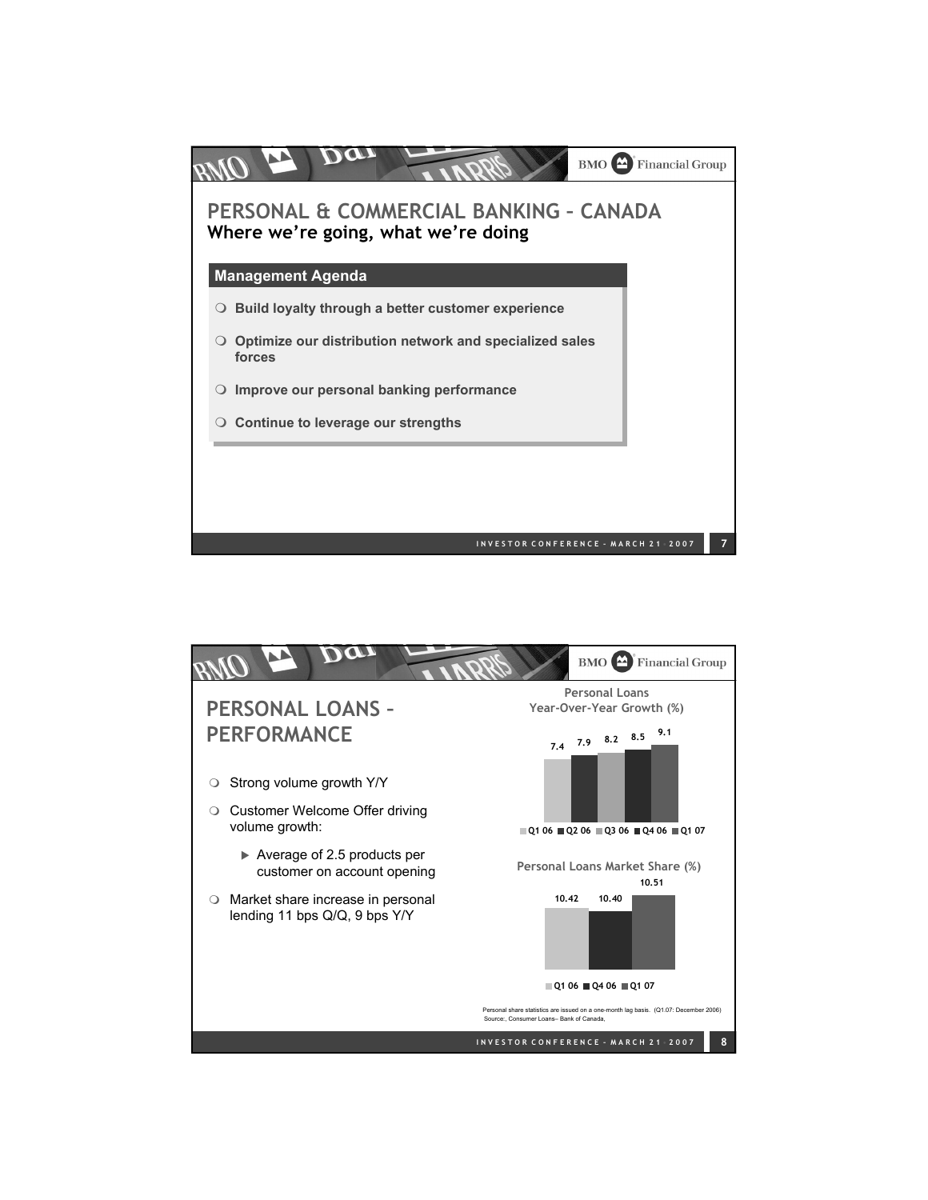## PERSONAL & COMMERCIAL BANKING – CANADA

**Where we're going, what we're doing**

**Management Agenda**

- Build loyalty through a better customer experience
- Optimize our distribution network and specialized sales forces
- Improve our personal banking performance
- Continue to leverage our strengths

## PERSONAL LOANS – PERFORMANCE

- Strong volume growth Y/Y
- Customer Welcome Offer driving volume growth:
  - Average of 2.5 products per customer on account opening
- Market share increase in personal lending 11 bps Q/Q, 9 bps Y/Y

**Personal Loans Year-Over-Year Growth (%)**

| Q1 06 | Q2 06 | Q3 06 | Q4 06 | Q1 07 |
|---|---|---|---|---|
| 7.4 | 7.9 | 8.2 | 8.5 | 9.1 |

**Personal Loans Market Share (%)**

| Q1 06 | Q4 06 | Q1 07 |
|---|---|---|
| 10.42 | 10.40 | 10.51 |

Personal share statistics are issued on a one-month lag basis. (Q1.07: December 2006)
Source:, Consumer Loans– Bank of Canada,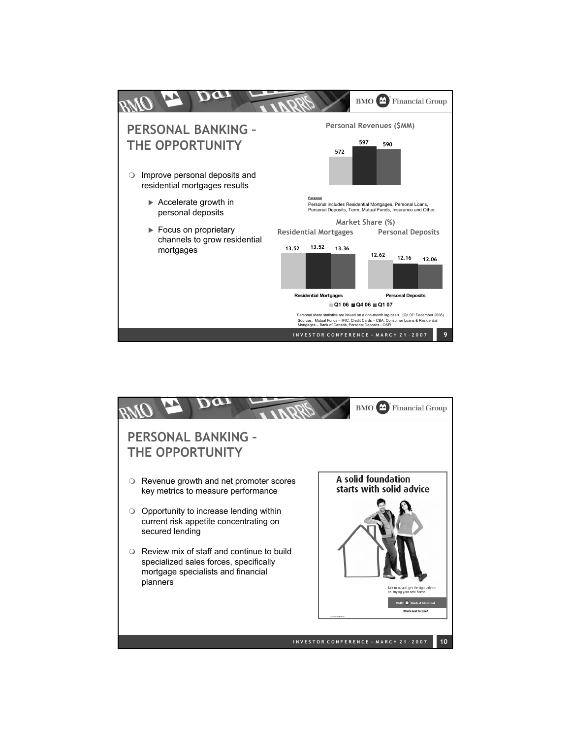## PERSONAL BANKING – THE OPPORTUNITY

- Improve personal deposits and residential mortgages results
  - Accelerate growth in personal deposits
  - Focus on proprietary channels to grow residential mortgages

**Personal Revenues ($MM)**

| Q1 06 | Q4 06 | Q1 07 |
|---|---|---|
| 572 | 597 | 590 |

**Personal**

Personal includes Residential Mortgages, Personal Loans, Personal Deposits, Term, Mutual Funds, Insurance and Other.

**Market Share (%)**

| | Q1 06 | Q4 06 | Q1 07 |
|---|---|---|---|
| Residential Mortgages | 13.52 | 13.52 | 13.36 |
| Personal Deposits | 12.62 | 12.16 | 12.06 |

Personal share statistics are issued on a one-month lag basis. (Q1.07: December 2006)
Sources: Mutual Funds – IFIC, Credit Cards – CBA, Consumer Loans & Residential Mortgages – Bank of Canada, Personal Deposits - OSFI

## PERSONAL BANKING – THE OPPORTUNITY

- Revenue growth and net promoter scores key metrics to measure performance
- Opportunity to increase lending within current risk appetite concentrating on secured lending
- Review mix of staff and continue to build specialized sales forces, specifically mortgage specialists and financial planners

**A solid foundation starts with solid advice**

Talk to us and get the right advice on buying your new home.

BMO Bank of Montreal

What's next for you?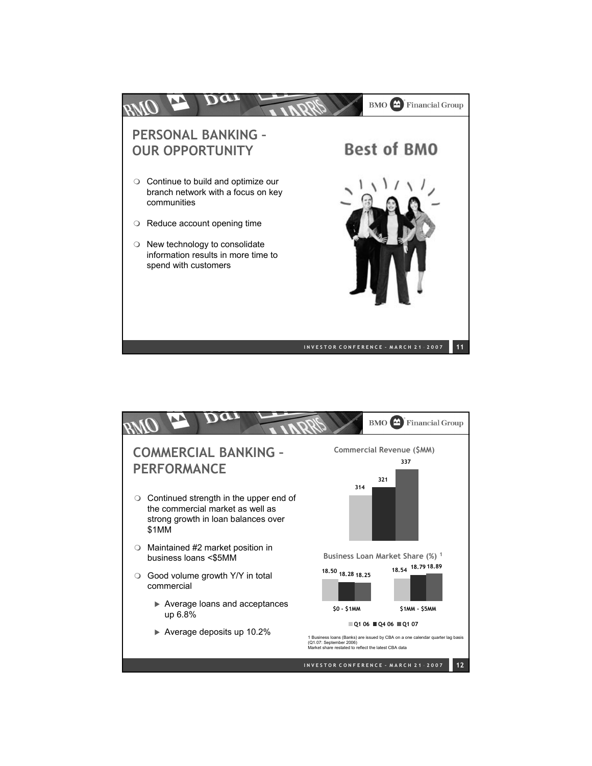## PERSONAL BANKING – OUR OPPORTUNITY

**Best of BMO**

- Continue to build and optimize our branch network with a focus on key communities
- Reduce account opening time
- New technology to consolidate information results in more time to spend with customers

## COMMERCIAL BANKING – PERFORMANCE

- Continued strength in the upper end of the commercial market as well as strong growth in loan balances over $1MM
- Maintained #2 market position in business loans <$5MM
- Good volume growth Y/Y in total commercial
  - Average loans and acceptances up 6.8%
  - Average deposits up 10.2%

**Commercial Revenue ($MM)**

| Q1 06 | Q4 06 | Q1 07 |
|---|---|---|
| 314 | 321 | 337 |

**Business Loan Market Share (%)** [1]

| | Q1 06 | Q4 06 | Q1 07 |
|---|---|---|---|
| $0 - $1MM | 18.50 | 18.28 | 18.25 |
| $1MM - $5MM | 18.54 | 18.79 | 18.89 |

1 Business loans (Banks) are issued by CBA on a one calendar quarter lag basis (Q1.07: September 2006)
Market share restated to reflect the latest CBA data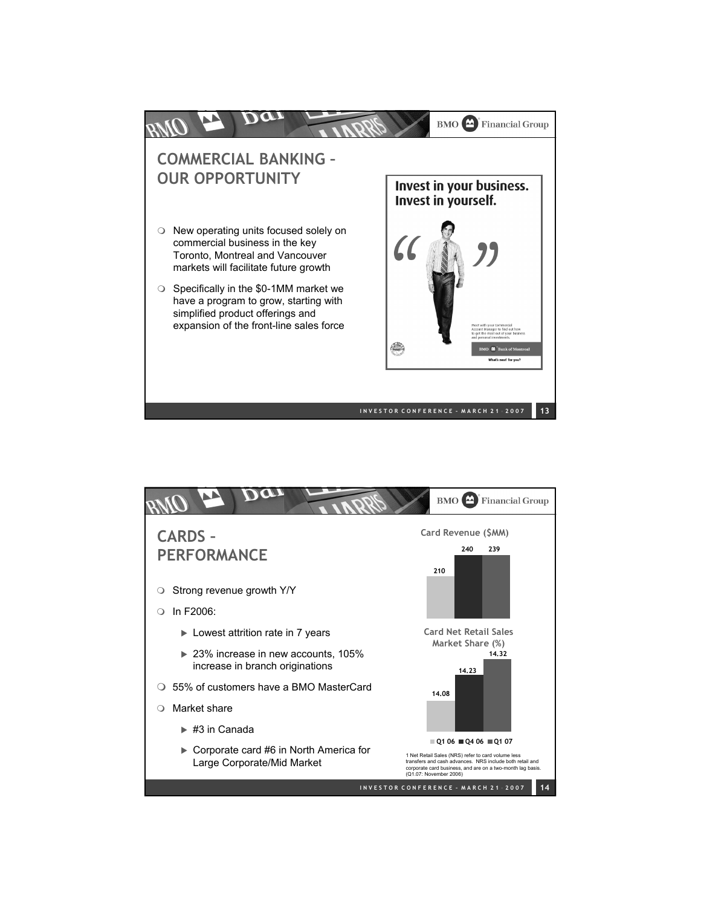## COMMERCIAL BANKING – OUR OPPORTUNITY

- New operating units focused solely on commercial business in the key Toronto, Montreal and Vancouver markets will facilitate future growth
- Specifically in the $0-1MM market we have a program to grow, starting with simplified product offerings and expansion of the front-line sales force

**Invest in your business. Invest in yourself.**

Meet with your Commercial Account Manager to find out how to get the most out of your business and personal investments.

BMO Bank of Montreal

What's next for you?

## CARDS – PERFORMANCE

- Strong revenue growth Y/Y
- In F2006:
  - Lowest attrition rate in 7 years
  - 23% increase in new accounts, 105% increase in branch originations
- 55% of customers have a BMO MasterCard
- Market share
  - #3 in Canada
  - Corporate card #6 in North America for Large Corporate/Mid Market

**Card Revenue ($MM)**

| Q1 06 | Q4 06 | Q1 07 |
|---|---|---|
| 210 | 240 | 239 |

**Card Net Retail Sales Market Share (%)**

| Q1 06 | Q4 06 | Q1 07 |
|---|---|---|
| 14.08 | 14.23 | 14.32 |

1 Net Retail Sales (NRS) refer to card volume less transfers and cash advances. NRS include both retail and corporate card business, and are on a two-month lag basis. (Q1.07: November 2006)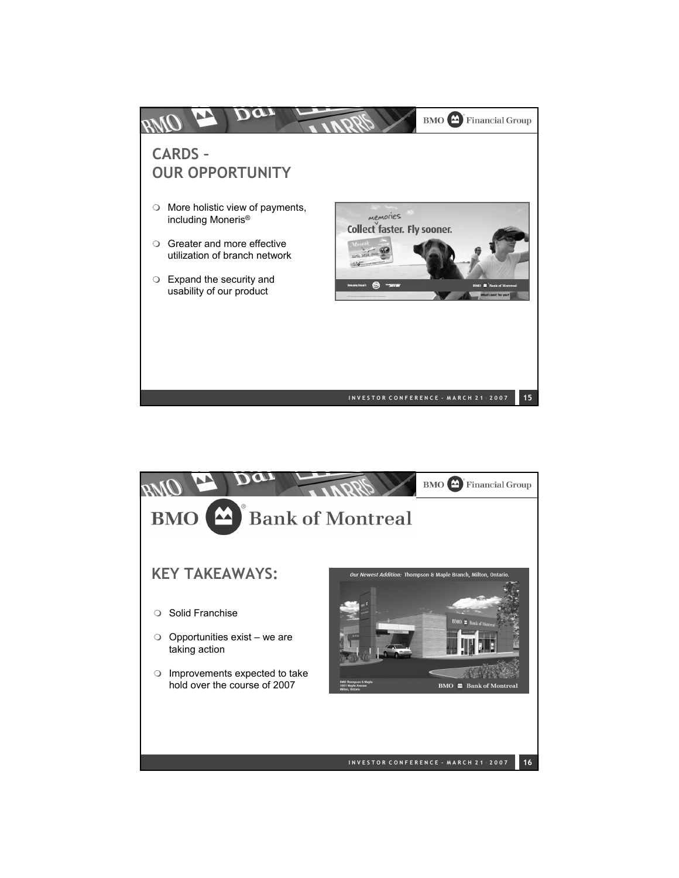## CARDS – OUR OPPORTUNITY

- More holistic view of payments, including Moneris®
- Greater and more effective utilization of branch network
- Expand the security and usability of our product

## BMO Bank of Montreal

## KEY TAKEAWAYS:

- Solid Franchise
- Opportunities exist – we are taking action
- Improvements expected to take hold over the course of 2007

*Our Newest Addition:* Thompson & Maple Branch, Milton, Ontario.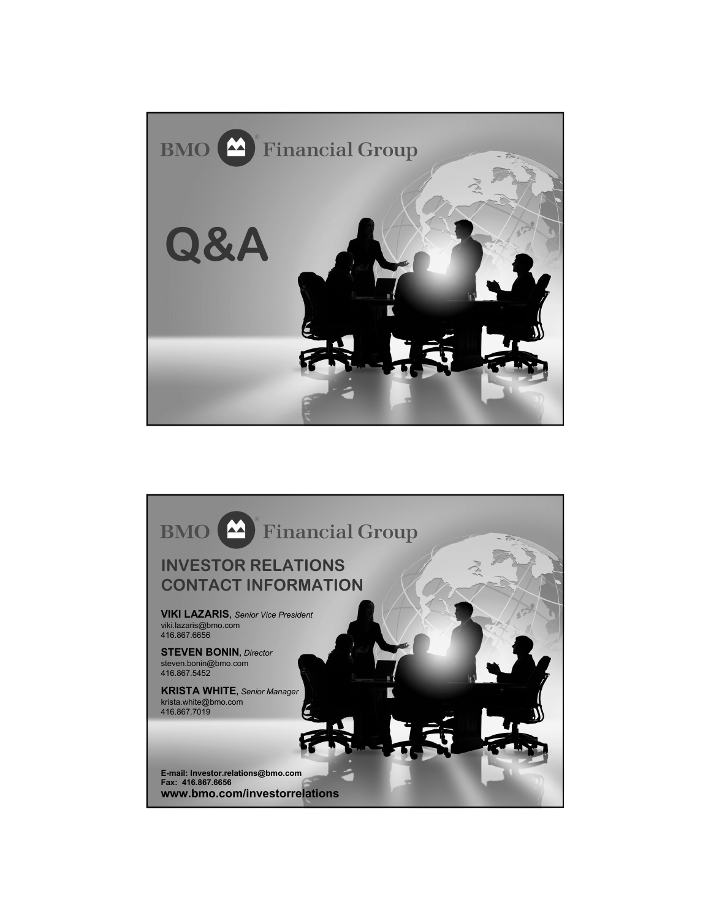BMO Financial Group

# Q&A

BMO Financial Group

## INVESTOR RELATIONS CONTACT INFORMATION

**VIKI LAZARIS**, *Senior Vice President*
viki.lazaris@bmo.com
416.867.6656

**STEVEN BONIN**, *Director*
steven.bonin@bmo.com
416.867.5452

**KRISTA WHITE**, *Senior Manager*
krista.white@bmo.com
416.867.7019

**E-mail: Investor.relations@bmo.com**
**Fax: 416.867.6656**
**www.bmo.com/investorrelations**